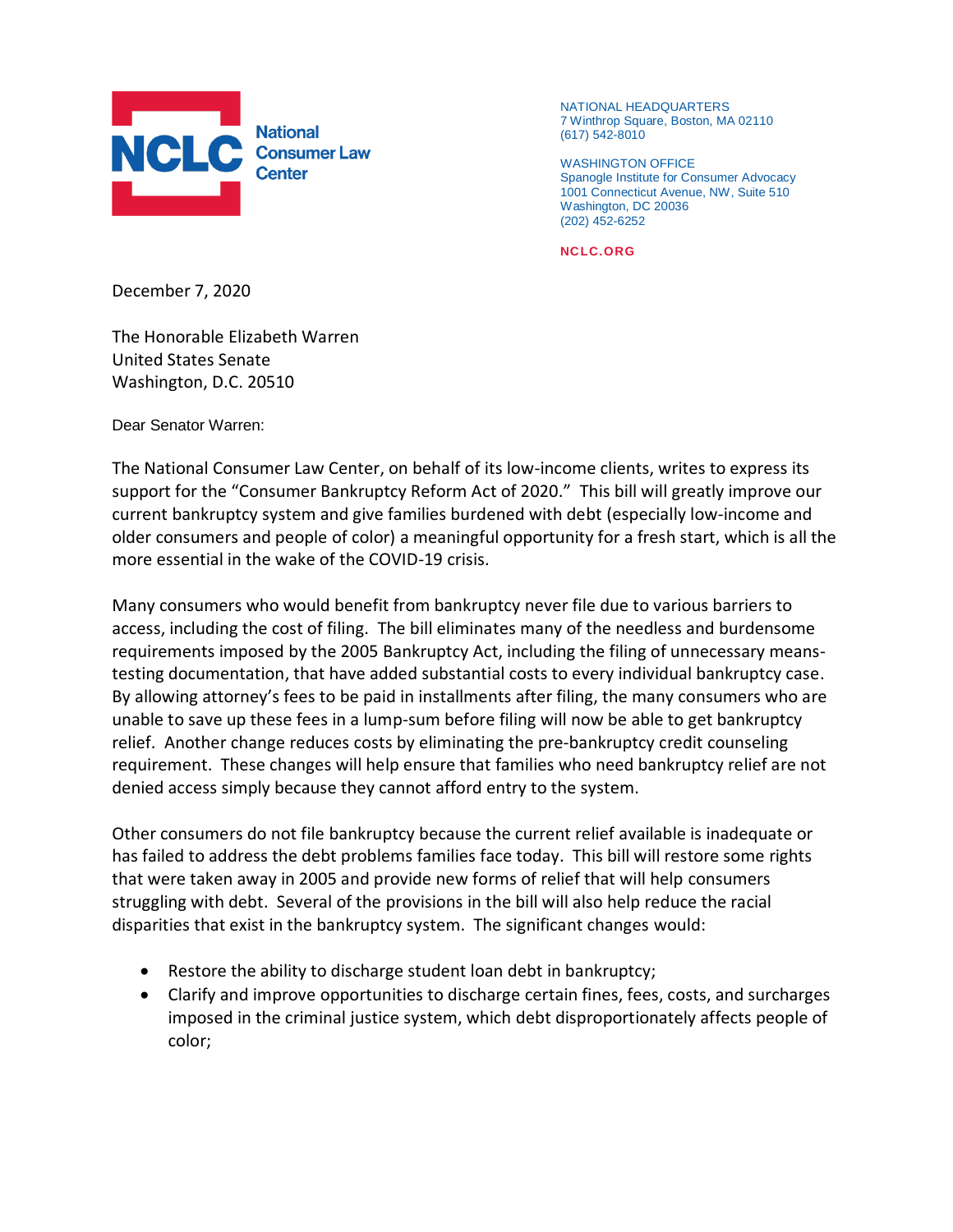**NCLC** National Consumer Law Center

NATIONAL HEADQUARTERS
7 Winthrop Square, Boston, MA 02110
(617) 542-8010

WASHINGTON OFFICE
Spanogle Institute for Consumer Advocacy
1001 Connecticut Avenue, NW, Suite 510
Washington, DC 20036
(202) 452-6252

NCLC.ORG

December 7, 2020

The Honorable Elizabeth Warren
United States Senate
Washington, D.C. 20510

Dear Senator Warren:

The National Consumer Law Center, on behalf of its low-income clients, writes to express its support for the "Consumer Bankruptcy Reform Act of 2020." This bill will greatly improve our current bankruptcy system and give families burdened with debt (especially low-income and older consumers and people of color) a meaningful opportunity for a fresh start, which is all the more essential in the wake of the COVID-19 crisis.

Many consumers who would benefit from bankruptcy never file due to various barriers to access, including the cost of filing. The bill eliminates many of the needless and burdensome requirements imposed by the 2005 Bankruptcy Act, including the filing of unnecessary means-testing documentation, that have added substantial costs to every individual bankruptcy case. By allowing attorney's fees to be paid in installments after filing, the many consumers who are unable to save up these fees in a lump-sum before filing will now be able to get bankruptcy relief. Another change reduces costs by eliminating the pre-bankruptcy credit counseling requirement. These changes will help ensure that families who need bankruptcy relief are not denied access simply because they cannot afford entry to the system.

Other consumers do not file bankruptcy because the current relief available is inadequate or has failed to address the debt problems families face today. This bill will restore some rights that were taken away in 2005 and provide new forms of relief that will help consumers struggling with debt. Several of the provisions in the bill will also help reduce the racial disparities that exist in the bankruptcy system. The significant changes would:

- Restore the ability to discharge student loan debt in bankruptcy;
- Clarify and improve opportunities to discharge certain fines, fees, costs, and surcharges imposed in the criminal justice system, which debt disproportionately affects people of color;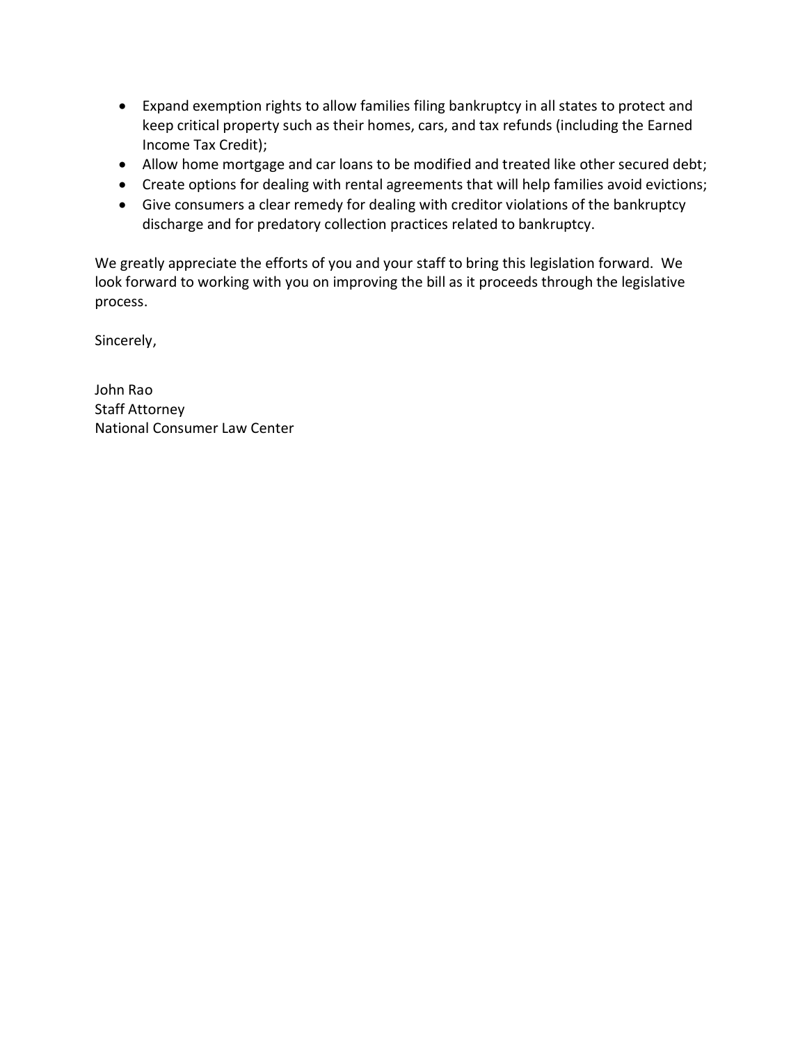- Expand exemption rights to allow families filing bankruptcy in all states to protect and keep critical property such as their homes, cars, and tax refunds (including the Earned Income Tax Credit);
- Allow home mortgage and car loans to be modified and treated like other secured debt;
- Create options for dealing with rental agreements that will help families avoid evictions;
- Give consumers a clear remedy for dealing with creditor violations of the bankruptcy discharge and for predatory collection practices related to bankruptcy.

We greatly appreciate the efforts of you and your staff to bring this legislation forward. We look forward to working with you on improving the bill as it proceeds through the legislative process.

Sincerely,

John Rao
Staff Attorney
National Consumer Law Center